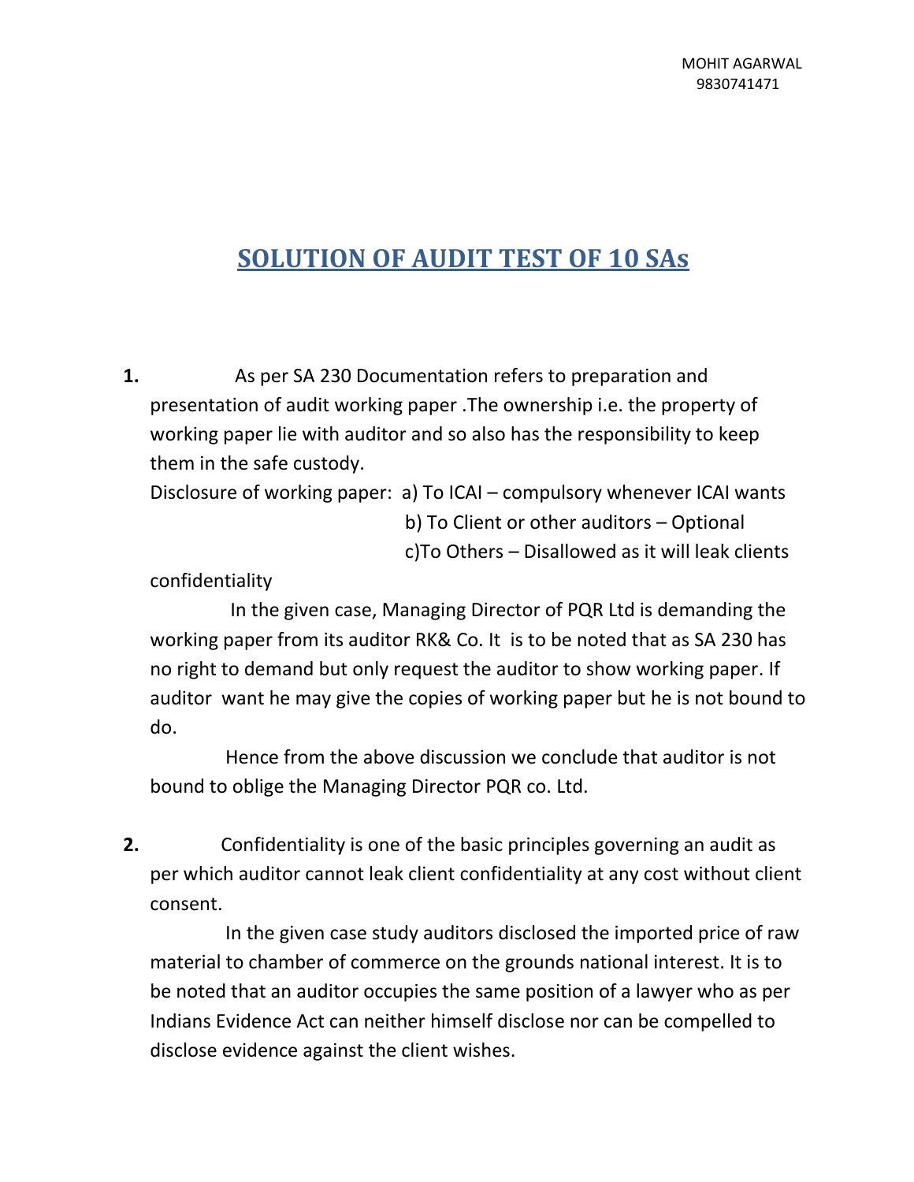MOHIT AGARWAL
9830741471

# SOLUTION OF AUDIT TEST OF 10 SAs

**1.** As per SA 230 Documentation refers to preparation and presentation of audit working paper .The ownership i.e. the property of working paper lie with auditor and so also has the responsibility to keep them in the safe custody.

Disclosure of working paper: a) To ICAI – compulsory whenever ICAI wants
b) To Client or other auditors – Optional
c)To Others – Disallowed as it will leak clients confidentiality

In the given case, Managing Director of PQR Ltd is demanding the working paper from its auditor RK& Co. It is to be noted that as SA 230 has no right to demand but only request the auditor to show working paper. If auditor want he may give the copies of working paper but he is not bound to do.

Hence from the above discussion we conclude that auditor is not bound to oblige the Managing Director PQR co. Ltd.

**2.** Confidentiality is one of the basic principles governing an audit as per which auditor cannot leak client confidentiality at any cost without client consent.

In the given case study auditors disclosed the imported price of raw material to chamber of commerce on the grounds national interest. It is to be noted that an auditor occupies the same position of a lawyer who as per Indians Evidence Act can neither himself disclose nor can be compelled to disclose evidence against the client wishes.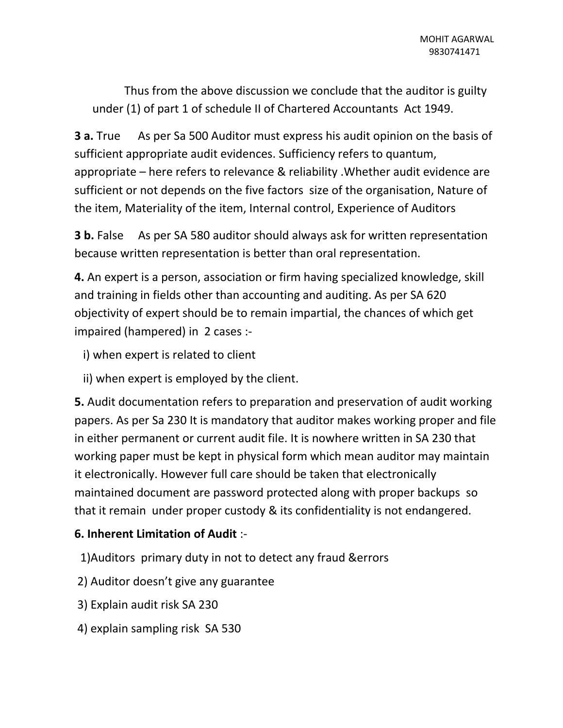Thus from the above discussion we conclude that the auditor is guilty under (1) of part 1 of schedule II of Chartered Accountants Act 1949.

**3 a.** True As per Sa 500 Auditor must express his audit opinion on the basis of sufficient appropriate audit evidences. Sufficiency refers to quantum, appropriate – here refers to relevance & reliability .Whether audit evidence are sufficient or not depends on the five factors size of the organisation, Nature of the item, Materiality of the item, Internal control, Experience of Auditors

**3 b.** False As per SA 580 auditor should always ask for written representation because written representation is better than oral representation.

**4.** An expert is a person, association or firm having specialized knowledge, skill and training in fields other than accounting and auditing. As per SA 620 objectivity of expert should be to remain impartial, the chances of which get impaired (hampered) in 2 cases :-

i) when expert is related to client

ii) when expert is employed by the client.

**5.** Audit documentation refers to preparation and preservation of audit working papers. As per Sa 230 It is mandatory that auditor makes working proper and file in either permanent or current audit file. It is nowhere written in SA 230 that working paper must be kept in physical form which mean auditor may maintain it electronically. However full care should be taken that electronically maintained document are password protected along with proper backups so that it remain under proper custody & its confidentiality is not endangered.

**6. Inherent Limitation of Audit** :-

1)Auditors primary duty in not to detect any fraud &errors

2) Auditor doesn't give any guarantee

3) Explain audit risk SA 230

4) explain sampling risk SA 530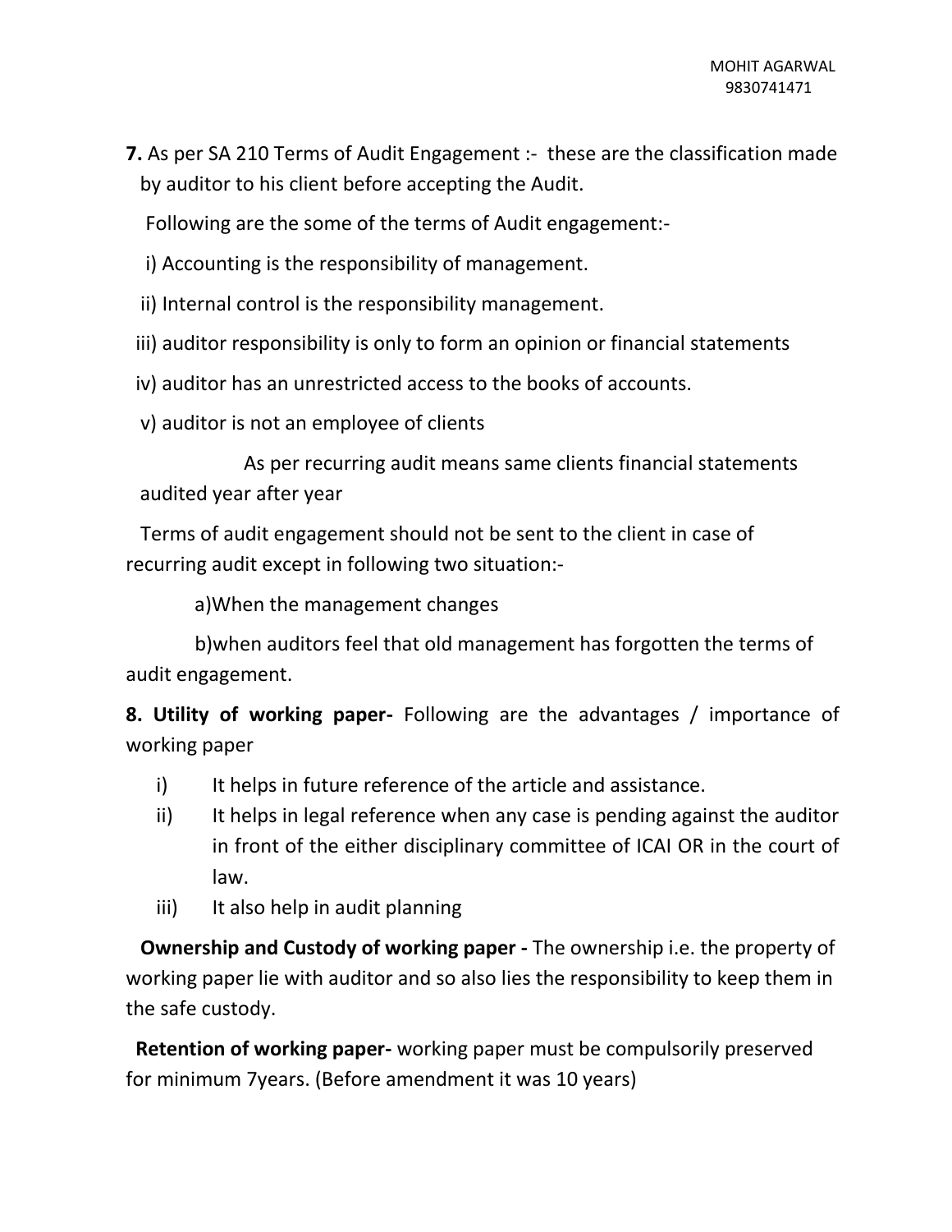**7.** As per SA 210 Terms of Audit Engagement :- these are the classification made by auditor to his client before accepting the Audit.

Following are the some of the terms of Audit engagement:-

i) Accounting is the responsibility of management.

ii) Internal control is the responsibility management.

iii) auditor responsibility is only to form an opinion or financial statements

iv) auditor has an unrestricted access to the books of accounts.

v) auditor is not an employee of clients

As per recurring audit means same clients financial statements audited year after year

Terms of audit engagement should not be sent to the client in case of recurring audit except in following two situation:-

a)When the management changes

b)when auditors feel that old management has forgotten the terms of audit engagement.

**8. Utility of working paper-** Following are the advantages / importance of working paper

i) It helps in future reference of the article and assistance.
ii) It helps in legal reference when any case is pending against the auditor in front of the either disciplinary committee of ICAI OR in the court of law.
iii) It also help in audit planning

**Ownership and Custody of working paper -** The ownership i.e. the property of working paper lie with auditor and so also lies the responsibility to keep them in the safe custody.

**Retention of working paper-** working paper must be compulsorily preserved for minimum 7years. (Before amendment it was 10 years)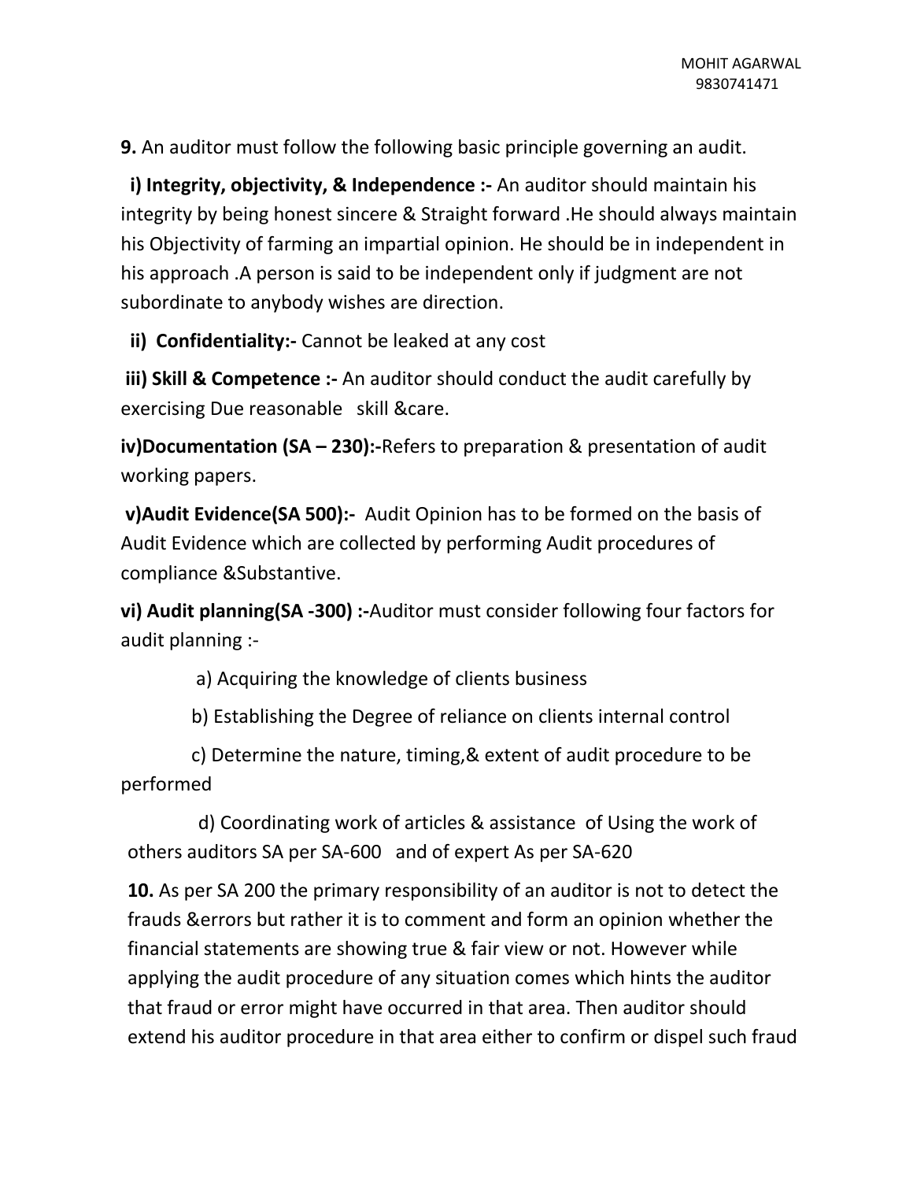**9.** An auditor must follow the following basic principle governing an audit.

**i) Integrity, objectivity, & Independence :-** An auditor should maintain his integrity by being honest sincere & Straight forward .He should always maintain his Objectivity of farming an impartial opinion. He should be in independent in his approach .A person is said to be independent only if judgment are not subordinate to anybody wishes are direction.

**ii) Confidentiality:-** Cannot be leaked at any cost

**iii) Skill & Competence :-** An auditor should conduct the audit carefully by exercising Due reasonable skill &care.

**iv)Documentation (SA – 230):-**Refers to preparation & presentation of audit working papers.

**v)Audit Evidence(SA 500):-** Audit Opinion has to be formed on the basis of Audit Evidence which are collected by performing Audit procedures of compliance &Substantive.

**vi) Audit planning(SA -300) :-**Auditor must consider following four factors for audit planning :-

a) Acquiring the knowledge of clients business

b) Establishing the Degree of reliance on clients internal control

c) Determine the nature, timing,& extent of audit procedure to be performed

d) Coordinating work of articles & assistance of Using the work of others auditors SA per SA-600 and of expert As per SA-620

**10.** As per SA 200 the primary responsibility of an auditor is not to detect the frauds &errors but rather it is to comment and form an opinion whether the financial statements are showing true & fair view or not. However while applying the audit procedure of any situation comes which hints the auditor that fraud or error might have occurred in that area. Then auditor should extend his auditor procedure in that area either to confirm or dispel such fraud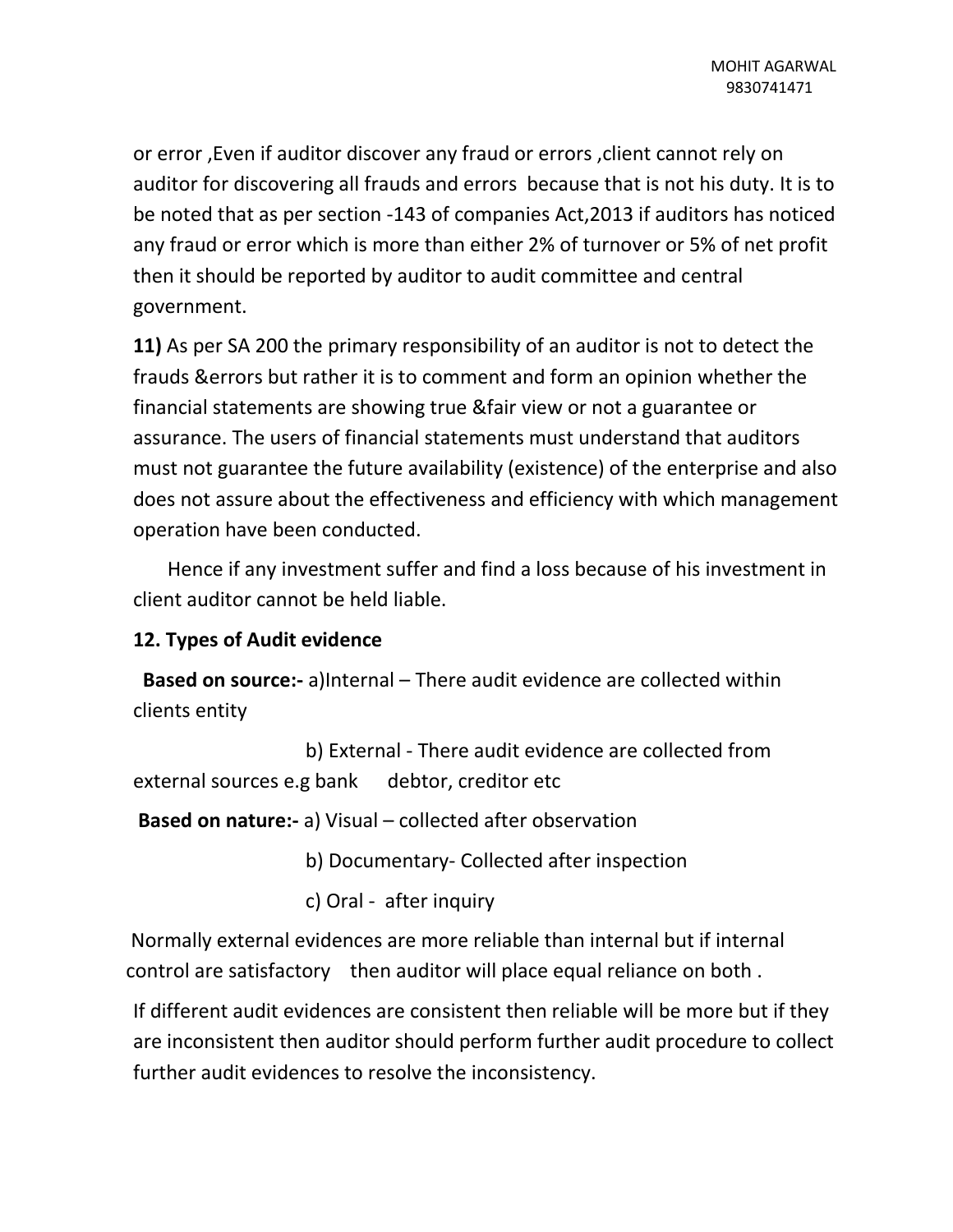or error ,Even if auditor discover any fraud or errors ,client cannot rely on auditor for discovering all frauds and errors because that is not his duty. It is to be noted that as per section -143 of companies Act,2013 if auditors has noticed any fraud or error which is more than either 2% of turnover or 5% of net profit then it should be reported by auditor to audit committee and central government.

**11)** As per SA 200 the primary responsibility of an auditor is not to detect the frauds &errors but rather it is to comment and form an opinion whether the financial statements are showing true &fair view or not a guarantee or assurance. The users of financial statements must understand that auditors must not guarantee the future availability (existence) of the enterprise and also does not assure about the effectiveness and efficiency with which management operation have been conducted.

Hence if any investment suffer and find a loss because of his investment in client auditor cannot be held liable.

**12. Types of Audit evidence**

**Based on source:-** a)Internal – There audit evidence are collected within clients entity

b) External - There audit evidence are collected from external sources e.g bank debtor, creditor etc

**Based on nature:-** a) Visual – collected after observation

b) Documentary- Collected after inspection

c) Oral - after inquiry

Normally external evidences are more reliable than internal but if internal control are satisfactory then auditor will place equal reliance on both .

If different audit evidences are consistent then reliable will be more but if they are inconsistent then auditor should perform further audit procedure to collect further audit evidences to resolve the inconsistency.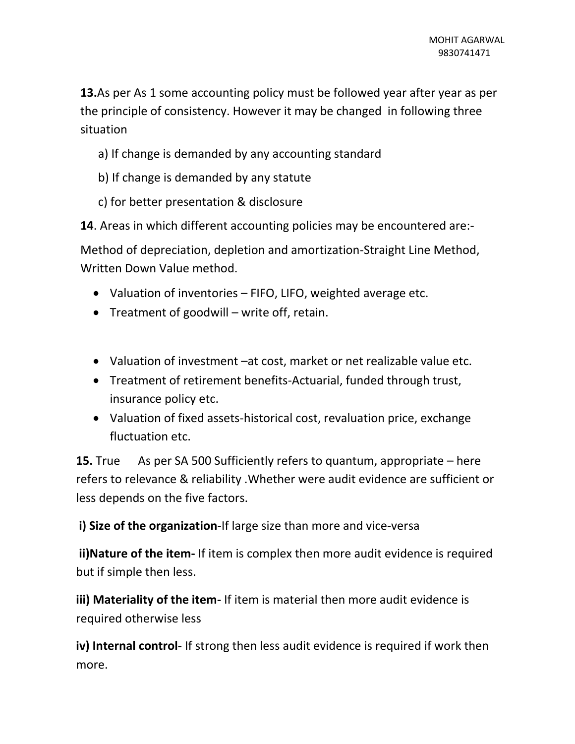**13.**As per As 1 some accounting policy must be followed year after year as per the principle of consistency. However it may be changed in following three situation

a) If change is demanded by any accounting standard

b) If change is demanded by any statute

c) for better presentation & disclosure

**14**. Areas in which different accounting policies may be encountered are:-

Method of depreciation, depletion and amortization-Straight Line Method, Written Down Value method.

- Valuation of inventories – FIFO, LIFO, weighted average etc.
- Treatment of goodwill – write off, retain.
- Valuation of investment –at cost, market or net realizable value etc.
- Treatment of retirement benefits-Actuarial, funded through trust, insurance policy etc.
- Valuation of fixed assets-historical cost, revaluation price, exchange fluctuation etc.

**15.** True As per SA 500 Sufficiently refers to quantum, appropriate – here refers to relevance & reliability .Whether were audit evidence are sufficient or less depends on the five factors.

**i) Size of the organization**-If large size than more and vice-versa

**ii)Nature of the item-** If item is complex then more audit evidence is required but if simple then less.

**iii) Materiality of the item-** If item is material then more audit evidence is required otherwise less

**iv) Internal control-** If strong then less audit evidence is required if work then more.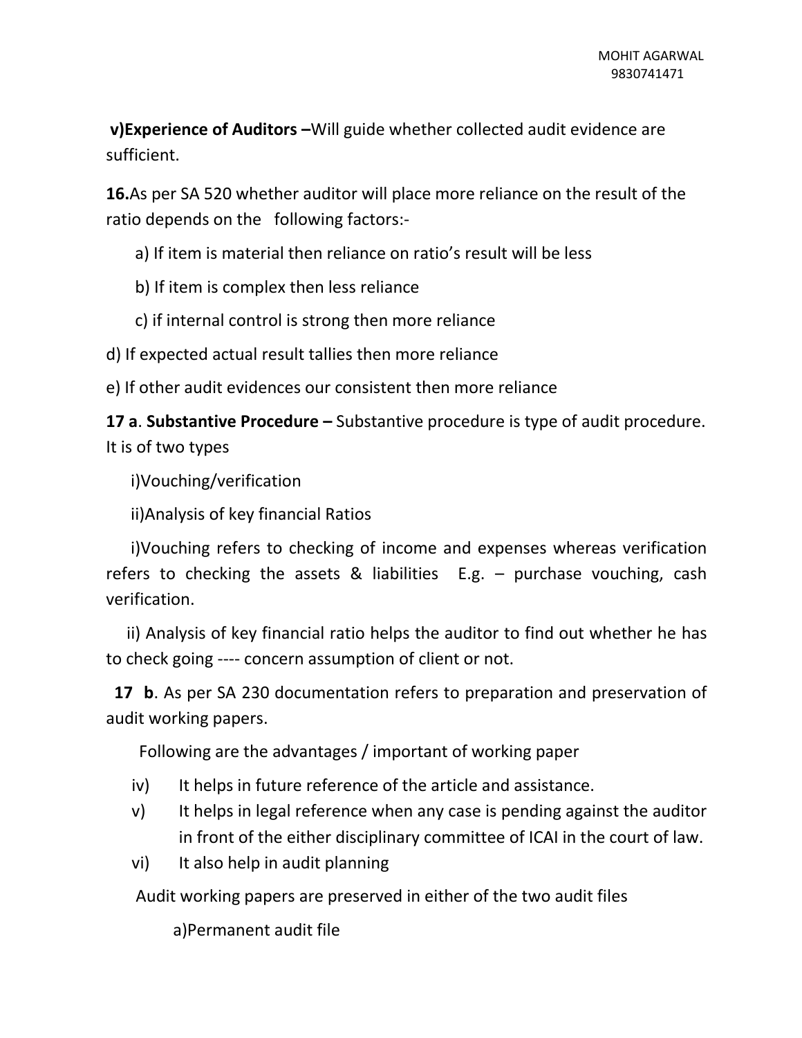**v)Experience of Auditors –**Will guide whether collected audit evidence are sufficient.

**16.**As per SA 520 whether auditor will place more reliance on the result of the ratio depends on the following factors:-

a) If item is material then reliance on ratio's result will be less

b) If item is complex then less reliance

c) if internal control is strong then more reliance

d) If expected actual result tallies then more reliance

e) If other audit evidences our consistent then more reliance

**17 a**. **Substantive Procedure –** Substantive procedure is type of audit procedure. It is of two types

i)Vouching/verification

ii)Analysis of key financial Ratios

i)Vouching refers to checking of income and expenses whereas verification refers to checking the assets & liabilities E.g. – purchase vouching, cash verification.

ii) Analysis of key financial ratio helps the auditor to find out whether he has to check going ---- concern assumption of client or not.

**17 b**. As per SA 230 documentation refers to preparation and preservation of audit working papers.

Following are the advantages / important of working paper

iv) It helps in future reference of the article and assistance.

v) It helps in legal reference when any case is pending against the auditor in front of the either disciplinary committee of ICAI in the court of law.

vi) It also help in audit planning

Audit working papers are preserved in either of the two audit files

a)Permanent audit file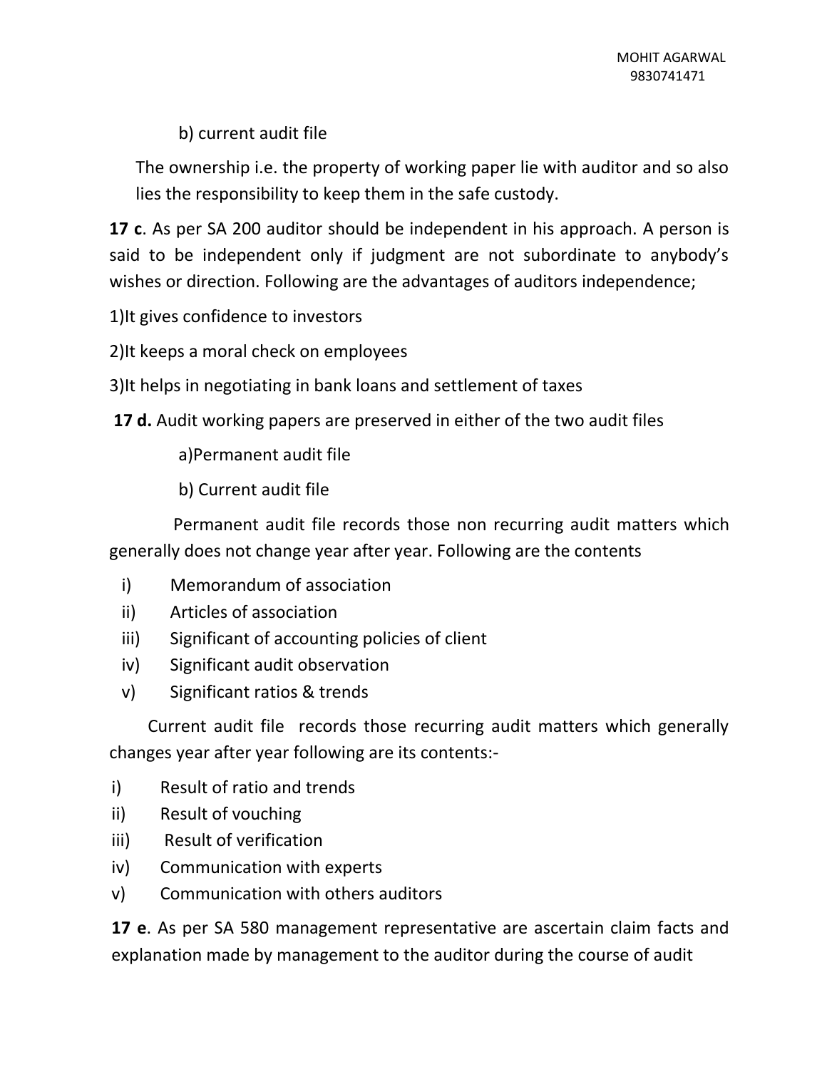b) current audit file

The ownership i.e. the property of working paper lie with auditor and so also lies the responsibility to keep them in the safe custody.

**17 c**. As per SA 200 auditor should be independent in his approach. A person is said to be independent only if judgment are not subordinate to anybody's wishes or direction. Following are the advantages of auditors independence;

1)It gives confidence to investors

2)It keeps a moral check on employees

3)It helps in negotiating in bank loans and settlement of taxes

**17 d.** Audit working papers are preserved in either of the two audit files

a)Permanent audit file

b) Current audit file

Permanent audit file records those non recurring audit matters which generally does not change year after year. Following are the contents

i) Memorandum of association
ii) Articles of association
iii) Significant of accounting policies of client
iv) Significant audit observation
v) Significant ratios & trends

Current audit file records those recurring audit matters which generally changes year after year following are its contents:-

i) Result of ratio and trends
ii) Result of vouching
iii) Result of verification
iv) Communication with experts
v) Communication with others auditors

**17 e**. As per SA 580 management representative are ascertain claim facts and explanation made by management to the auditor during the course of audit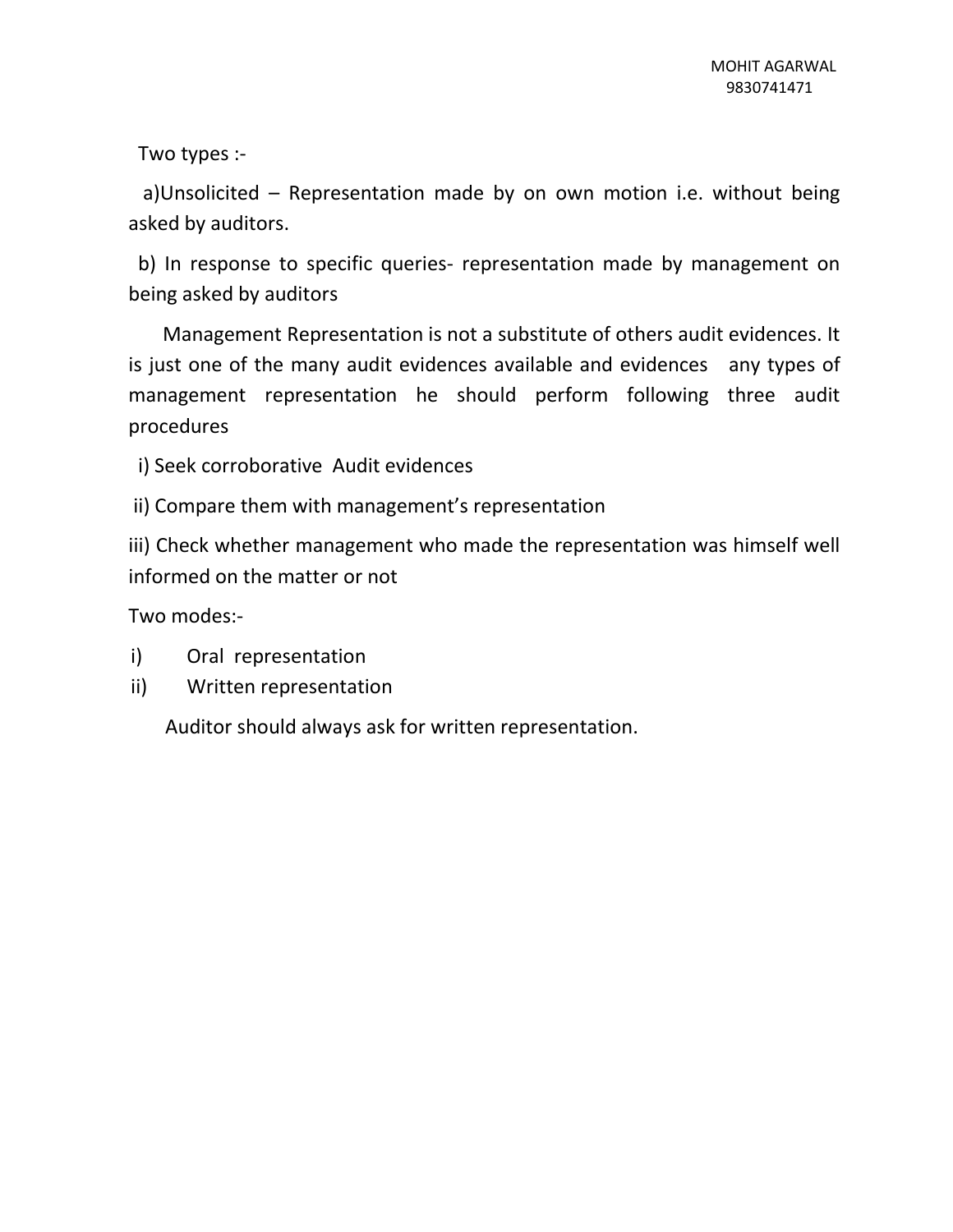Two types :-

a)Unsolicited – Representation made by on own motion i.e. without being asked by auditors.

b) In response to specific queries- representation made by management on being asked by auditors

Management Representation is not a substitute of others audit evidences. It is just one of the many audit evidences available and evidences any types of management representation he should perform following three audit procedures

i) Seek corroborative Audit evidences

ii) Compare them with management's representation

iii) Check whether management who made the representation was himself well informed on the matter or not

Two modes:-

i) Oral representation
ii) Written representation

Auditor should always ask for written representation.